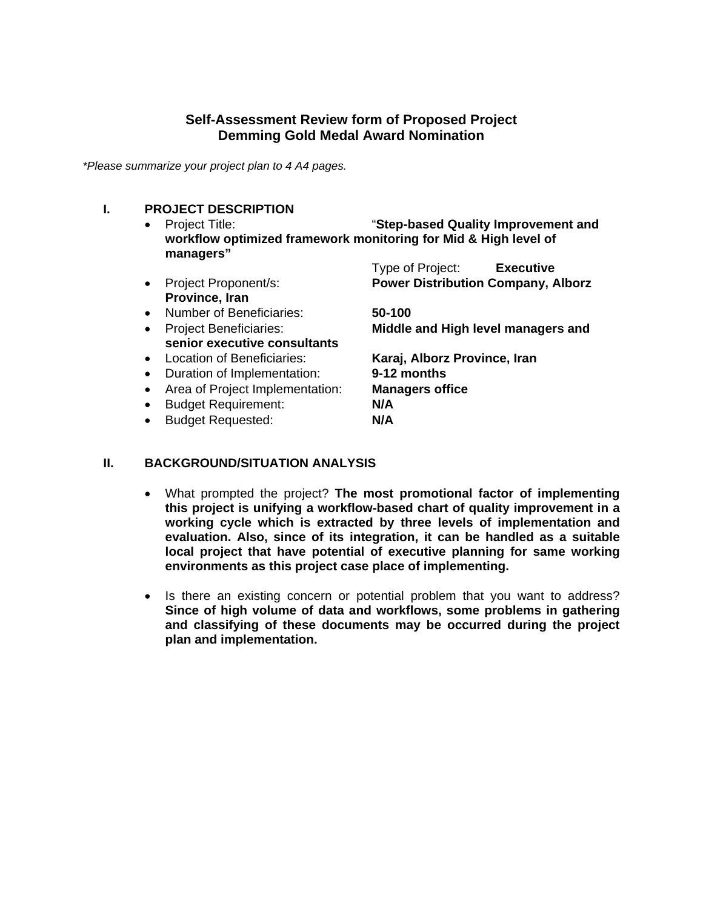**Self-Assessment Review form of Proposed Project**
**Demming Gold Medal Award Nomination**

*\*Please summarize your project plan to 4 A4 pages.*

## I. PROJECT DESCRIPTION

- Project Title: "**Step-based Quality Improvement and workflow optimized framework monitoring for Mid & High level of managers"**
  Type of Project: **Executive**
- Project Proponent/s: **Power Distribution Company, Alborz Province, Iran**
- Number of Beneficiaries: **50-100**
- Project Beneficiaries: **Middle and High level managers and senior executive consultants**
- Location of Beneficiaries: **Karaj, Alborz Province, Iran**
- Duration of Implementation: **9-12 months**
- Area of Project Implementation: **Managers office**
- Budget Requirement: **N/A**
- Budget Requested: **N/A**

## II. BACKGROUND/SITUATION ANALYSIS

- What prompted the project? **The most promotional factor of implementing this project is unifying a workflow-based chart of quality improvement in a working cycle which is extracted by three levels of implementation and evaluation. Also, since of its integration, it can be handled as a suitable local project that have potential of executive planning for same working environments as this project case place of implementing.**

- Is there an existing concern or potential problem that you want to address? **Since of high volume of data and workflows, some problems in gathering and classifying of these documents may be occurred during the project plan and implementation.**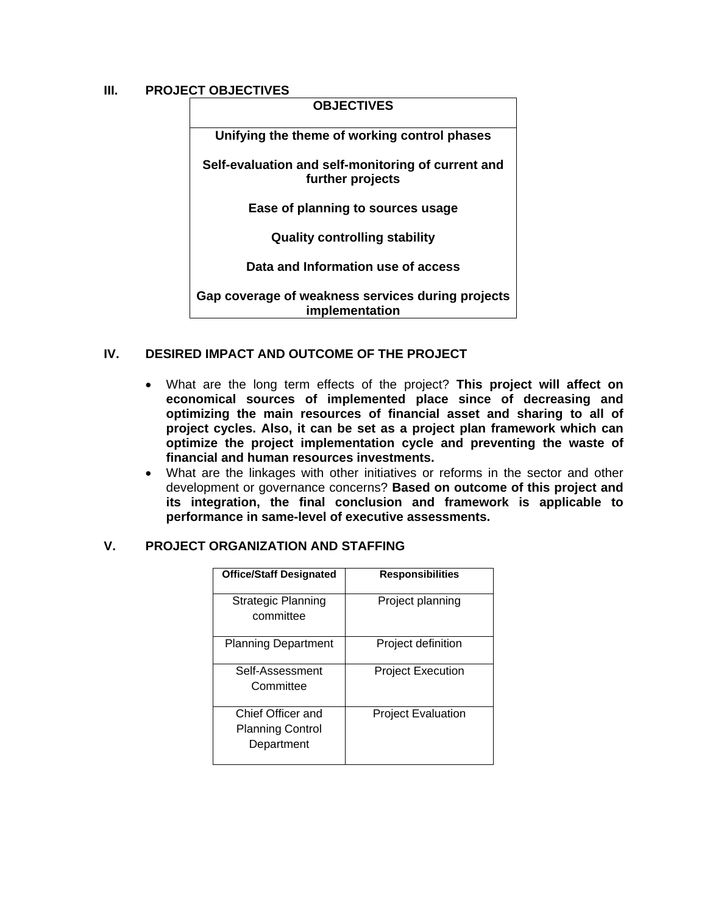## III. PROJECT OBJECTIVES

| OBJECTIVES |
|---|
| **Unifying the theme of working control phases** |
| **Self-evaluation and self-monitoring of current and further projects** |
| **Ease of planning to sources usage** |
| **Quality controlling stability** |
| **Data and Information use of access** |
| **Gap coverage of weakness services during projects implementation** |

## IV. DESIRED IMPACT AND OUTCOME OF THE PROJECT

- What are the long term effects of the project? **This project will affect on economical sources of implemented place since of decreasing and optimizing the main resources of financial asset and sharing to all of project cycles. Also, it can be set as a project plan framework which can optimize the project implementation cycle and preventing the waste of financial and human resources investments.**
- What are the linkages with other initiatives or reforms in the sector and other development or governance concerns? **Based on outcome of this project and its integration, the final conclusion and framework is applicable to performance in same-level of executive assessments.**

## V. PROJECT ORGANIZATION AND STAFFING

| Office/Staff Designated | Responsibilities |
|---|---|
| Strategic Planning committee | Project planning |
| Planning Department | Project definition |
| Self-Assessment Committee | Project Execution |
| Chief Officer and Planning Control Department | Project Evaluation |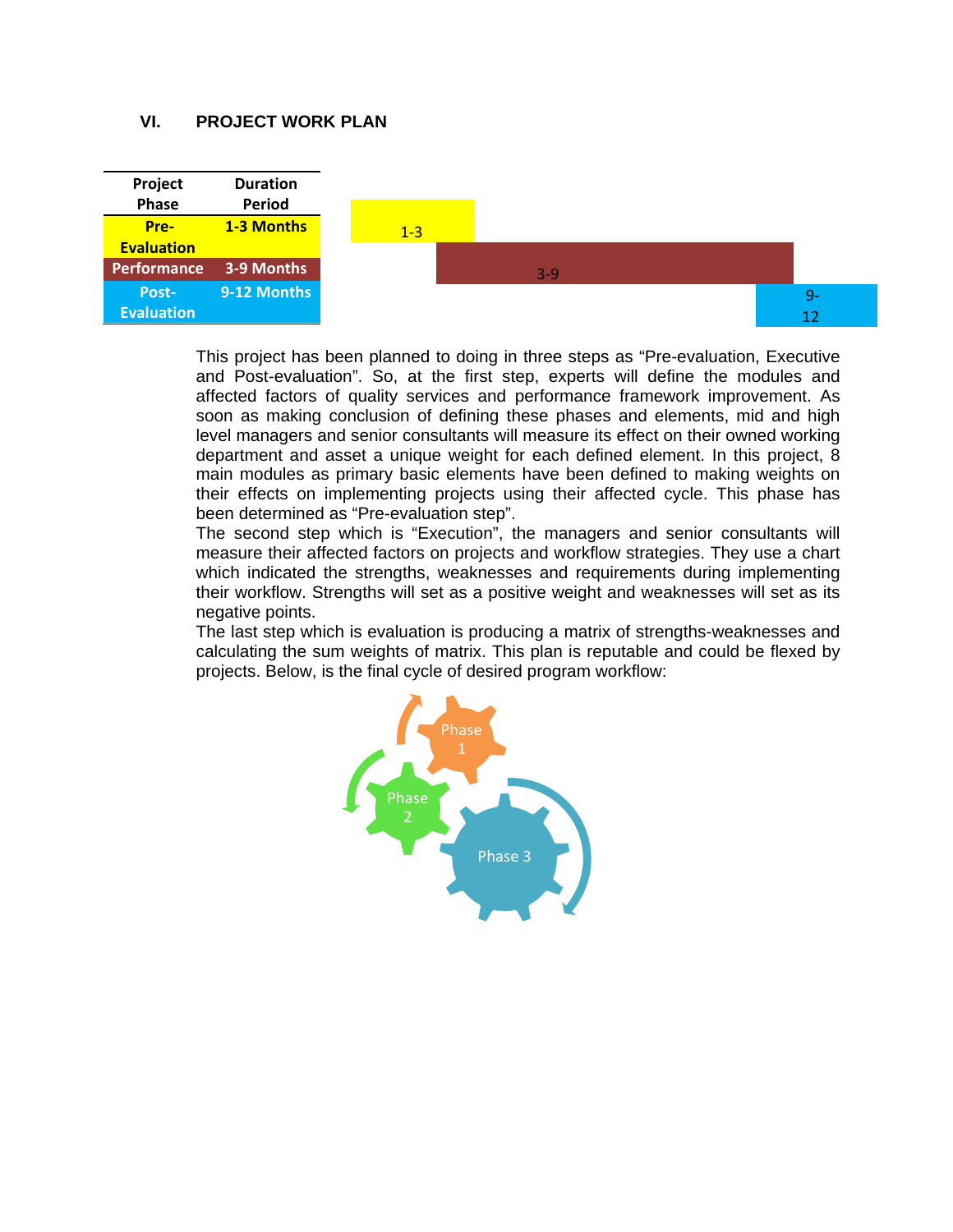## VI. PROJECT WORK PLAN

| Project Phase | Duration Period |
|---|---|
| Pre-Evaluation | 1-3 Months |
| Performance | 3-9 Months |
| Post-Evaluation | 9-12 Months |

1-3

3-9

9-12

This project has been planned to doing in three steps as "Pre-evaluation, Executive and Post-evaluation". So, at the first step, experts will define the modules and affected factors of quality services and performance framework improvement. As soon as making conclusion of defining these phases and elements, mid and high level managers and senior consultants will measure its effect on their owned working department and asset a unique weight for each defined element. In this project, 8 main modules as primary basic elements have been defined to making weights on their effects on implementing projects using their affected cycle. This phase has been determined as "Pre-evaluation step".

The second step which is "Execution", the managers and senior consultants will measure their affected factors on projects and workflow strategies. They use a chart which indicated the strengths, weaknesses and requirements during implementing their workflow. Strengths will set as a positive weight and weaknesses will set as its negative points.

The last step which is evaluation is producing a matrix of strengths-weaknesses and calculating the sum weights of matrix. This plan is reputable and could be flexed by projects. Below, is the final cycle of desired program workflow:

Phase 1

Phase 2

Phase 3